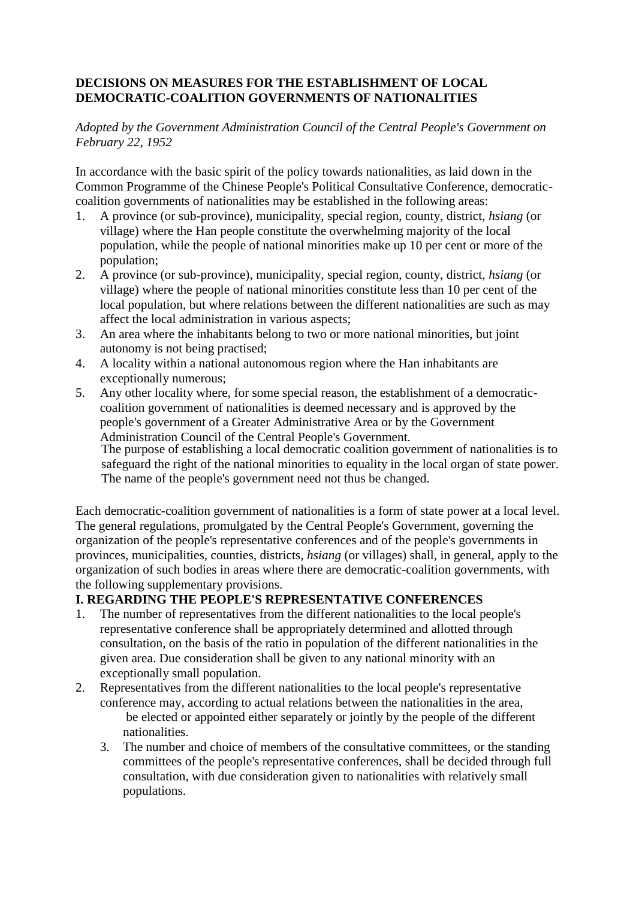**DECISIONS ON MEASURES FOR THE ESTABLISHMENT OF LOCAL DEMOCRATIC-COALITION GOVERNMENTS OF NATIONALITIES**

*Adopted by the Government Administration Council of the Central People's Government on February 22, 1952*

In accordance with the basic spirit of the policy towards nationalities, as laid down in the Common Programme of the Chinese People's Political Consultative Conference, democratic-coalition governments of nationalities may be established in the following areas:

1. A province (or sub-province), municipality, special region, county, district, *hsiang* (or village) where the Han people constitute the overwhelming majority of the local population, while the people of national minorities make up 10 per cent or more of the population;
2. A province (or sub-province), municipality, special region, county, district, *hsiang* (or village) where the people of national minorities constitute less than 10 per cent of the local population, but where relations between the different nationalities are such as may affect the local administration in various aspects;
3. An area where the inhabitants belong to two or more national minorities, but joint autonomy is not being practised;
4. A locality within a national autonomous region where the Han inhabitants are exceptionally numerous;
5. Any other locality where, for some special reason, the establishment of a democratic-coalition government of nationalities is deemed necessary and is approved by the people's government of a Greater Administrative Area or by the Government Administration Council of the Central People's Government.

The purpose of establishing a local democratic coalition government of nationalities is to safeguard the right of the national minorities to equality in the local organ of state power. The name of the people's government need not thus be changed.

Each democratic-coalition government of nationalities is a form of state power at a local level. The general regulations, promulgated by the Central People's Government, governing the organization of the people's representative conferences and of the people's governments in provinces, municipalities, counties, districts, *hsiang* (or villages) shall, in general, apply to the organization of such bodies in areas where there are democratic-coalition governments, with the following supplementary provisions.

**I. REGARDING THE PEOPLE'S REPRESENTATIVE CONFERENCES**

1. The number of representatives from the different nationalities to the local people's representative conference shall be appropriately determined and allotted through consultation, on the basis of the ratio in population of the different nationalities in the given area. Due consideration shall be given to any national minority with an exceptionally small population.
2. Representatives from the different nationalities to the local people's representative conference may, according to actual relations between the nationalities in the area, be elected or appointed either separately or jointly by the people of the different nationalities.
3. The number and choice of members of the consultative committees, or the standing committees of the people's representative conferences, shall be decided through full consultation, with due consideration given to nationalities with relatively small populations.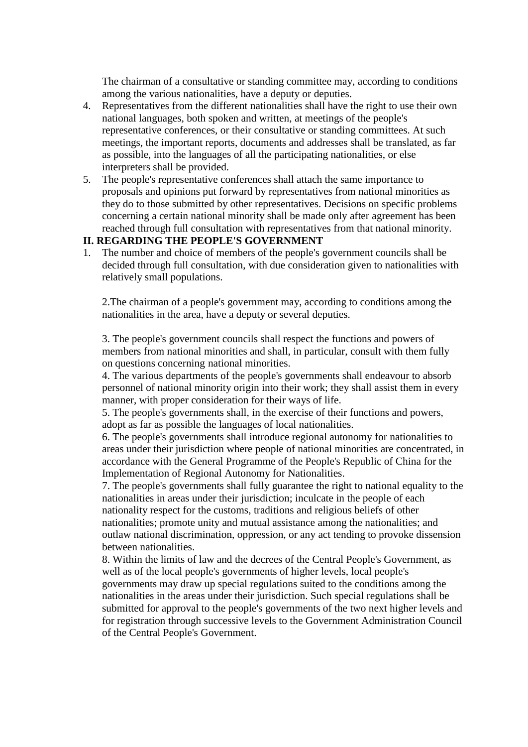The chairman of a consultative or standing committee may, according to conditions among the various nationalities, have a deputy or deputies.

4. Representatives from the different nationalities shall have the right to use their own national languages, both spoken and written, at meetings of the people's representative conferences, or their consultative or standing committees. At such meetings, the important reports, documents and addresses shall be translated, as far as possible, into the languages of all the participating nationalities, or else interpreters shall be provided.
5. The people's representative conferences shall attach the same importance to proposals and opinions put forward by representatives from national minorities as they do to those submitted by other representatives. Decisions on specific problems concerning a certain national minority shall be made only after agreement has been reached through full consultation with representatives from that national minority.

**II. REGARDING THE PEOPLE'S GOVERNMENT**

1. The number and choice of members of the people's government councils shall be decided through full consultation, with due consideration given to nationalities with relatively small populations.

2.The chairman of a people's government may, according to conditions among the nationalities in the area, have a deputy or several deputies.

3. The people's government councils shall respect the functions and powers of members from national minorities and shall, in particular, consult with them fully on questions concerning national minorities.

4. The various departments of the people's governments shall endeavour to absorb personnel of national minority origin into their work; they shall assist them in every manner, with proper consideration for their ways of life.

5. The people's governments shall, in the exercise of their functions and powers, adopt as far as possible the languages of local nationalities.

6. The people's governments shall introduce regional autonomy for nationalities to areas under their jurisdiction where people of national minorities are concentrated, in accordance with the General Programme of the People's Republic of China for the Implementation of Regional Autonomy for Nationalities.

7. The people's governments shall fully guarantee the right to national equality to the nationalities in areas under their jurisdiction; inculcate in the people of each nationality respect for the customs, traditions and religious beliefs of other nationalities; promote unity and mutual assistance among the nationalities; and outlaw national discrimination, oppression, or any act tending to provoke dissension between nationalities.

8. Within the limits of law and the decrees of the Central People's Government, as well as of the local people's governments of higher levels, local people's governments may draw up special regulations suited to the conditions among the nationalities in the areas under their jurisdiction. Such special regulations shall be submitted for approval to the people's governments of the two next higher levels and for registration through successive levels to the Government Administration Council of the Central People's Government.